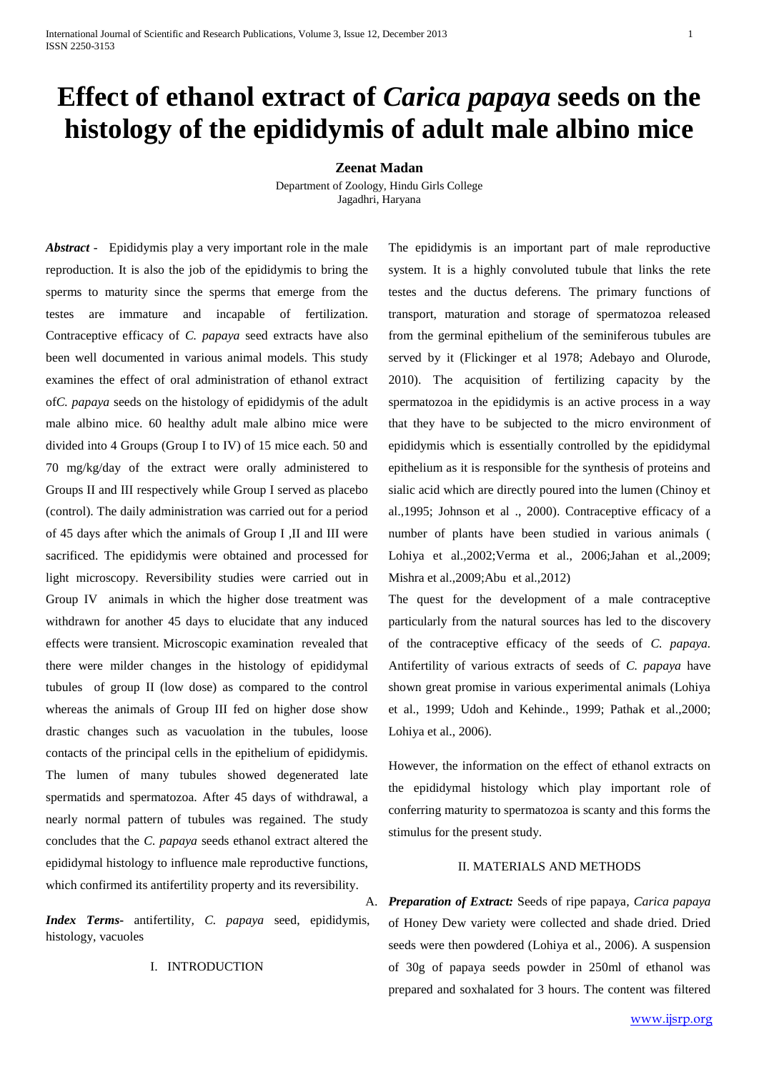# Effect of ethanol extract of *Carica papaya* seeds on the histology of the epididymis of adult male albino mice

**Zeenat Madan**

Department of Zoology, Hindu Girls College
Jagadhri, Haryana

***Abstract*** - Epididymis play a very important role in the male reproduction. It is also the job of the epididymis to bring the sperms to maturity since the sperms that emerge from the testes are immature and incapable of fertilization. Contraceptive efficacy of *C. papaya* seed extracts have also been well documented in various animal models. This study examines the effect of oral administration of ethanol extract of*C. papaya* seeds on the histology of epididymis of the adult male albino mice. 60 healthy adult male albino mice were divided into 4 Groups (Group I to IV) of 15 mice each. 50 and 70 mg/kg/day of the extract were orally administered to Groups II and III respectively while Group I served as placebo (control). The daily administration was carried out for a period of 45 days after which the animals of Group I ,II and III were sacrificed. The epididymis were obtained and processed for light microscopy. Reversibility studies were carried out in Group IV animals in which the higher dose treatment was withdrawn for another 45 days to elucidate that any induced effects were transient. Microscopic examination revealed that there were milder changes in the histology of epididymal tubules of group II (low dose) as compared to the control whereas the animals of Group III fed on higher dose show drastic changes such as vacuolation in the tubules, loose contacts of the principal cells in the epithelium of epididymis. The lumen of many tubules showed degenerated late spermatids and spermatozoa. After 45 days of withdrawal, a nearly normal pattern of tubules was regained. The study concludes that the *C. papaya* seeds ethanol extract altered the epididymal histology to influence male reproductive functions, which confirmed its antifertility property and its reversibility.

***Index Terms***- antifertility, *C. papaya* seed, epididymis, histology, vacuoles

## I. INTRODUCTION

The epididymis is an important part of male reproductive system. It is a highly convoluted tubule that links the rete testes and the ductus deferens. The primary functions of transport, maturation and storage of spermatozoa released from the germinal epithelium of the seminiferous tubules are served by it (Flickinger et al 1978; Adebayo and Olurode, 2010). The acquisition of fertilizing capacity by the spermatozoa in the epididymis is an active process in a way that they have to be subjected to the micro environment of epididymis which is essentially controlled by the epididymal epithelium as it is responsible for the synthesis of proteins and sialic acid which are directly poured into the lumen (Chinoy et al.,1995; Johnson et al ., 2000). Contraceptive efficacy of a number of plants have been studied in various animals ( Lohiya et al.,2002;Verma et al., 2006;Jahan et al.,2009; Mishra et al.,2009;Abu et al.,2012)

The quest for the development of a male contraceptive particularly from the natural sources has led to the discovery of the contraceptive efficacy of the seeds of *C. papaya.* Antifertility of various extracts of seeds of *C. papaya* have shown great promise in various experimental animals (Lohiya et al., 1999; Udoh and Kehinde., 1999; Pathak et al.,2000; Lohiya et al., 2006).

However, the information on the effect of ethanol extracts on the epididymal histology which play important role of conferring maturity to spermatozoa is scanty and this forms the stimulus for the present study.

## II. MATERIALS AND METHODS

A. ***Preparation of Extract:*** Seeds of ripe papaya, *Carica papaya* of Honey Dew variety were collected and shade dried. Dried seeds were then powdered (Lohiya et al., 2006). A suspension of 30g of papaya seeds powder in 250ml of ethanol was prepared and soxhalated for 3 hours. The content was filtered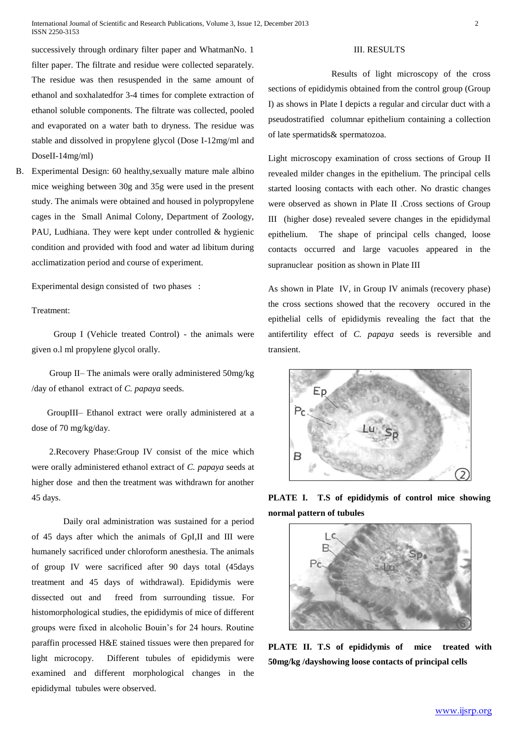successively through ordinary filter paper and WhatmanNo. 1 filter paper. The filtrate and residue were collected separately. The residue was then resuspended in the same amount of ethanol and soxhalatedfor 3-4 times for complete extraction of ethanol soluble components. The filtrate was collected, pooled and evaporated on a water bath to dryness. The residue was stable and dissolved in propylene glycol (Dose I-12mg/ml and DoseII-14mg/ml)

B. Experimental Design: 60 healthy,sexually mature male albino mice weighing between 30g and 35g were used in the present study. The animals were obtained and housed in polypropylene cages in the Small Animal Colony, Department of Zoology, PAU, Ludhiana. They were kept under controlled & hygienic condition and provided with food and water ad libitum during acclimatization period and course of experiment.

Experimental design consisted of two phases :

Treatment:

Group I (Vehicle treated Control) - the animals were given o.l ml propylene glycol orally.

Group II– The animals were orally administered 50mg/kg /day of ethanol extract of *C. papaya* seeds.

GroupIII– Ethanol extract were orally administered at a dose of 70 mg/kg/day.

2.Recovery Phase:Group IV consist of the mice which were orally administered ethanol extract of *C. papaya* seeds at higher dose and then the treatment was withdrawn for another 45 days.

Daily oral administration was sustained for a period of 45 days after which the animals of GpI,II and III were humanely sacrificed under chloroform anesthesia. The animals of group IV were sacrificed after 90 days total (45days treatment and 45 days of withdrawal). Epididymis were dissected out and freed from surrounding tissue. For histomorphological studies, the epididymis of mice of different groups were fixed in alcoholic Bouin's for 24 hours. Routine paraffin processed H&E stained tissues were then prepared for light microcopy. Different tubules of epididymis were examined and different morphological changes in the epididymal tubules were observed.

## III. RESULTS

Results of light microscopy of the cross sections of epididymis obtained from the control group (Group I) as shows in Plate I depicts a regular and circular duct with a pseudostratified columnar epithelium containing a collection of late spermatids& spermatozoa.

Light microscopy examination of cross sections of Group II revealed milder changes in the epithelium. The principal cells started loosing contacts with each other. No drastic changes were observed as shown in Plate II .Cross sections of Group III (higher dose) revealed severe changes in the epididymal epithelium. The shape of principal cells changed, loose contacts occurred and large vacuoles appeared in the supranuclear position as shown in Plate III

As shown in Plate IV, in Group IV animals (recovery phase) the cross sections showed that the recovery occured in the epithelial cells of epididymis revealing the fact that the antifertility effect of *C. papaya* seeds is reversible and transient.

**PLATE I. T.S of epididymis of control mice showing normal pattern of tubules**

**PLATE II. T.S of epididymis of mice treated with 50mg/kg /dayshowing loose contacts of principal cells**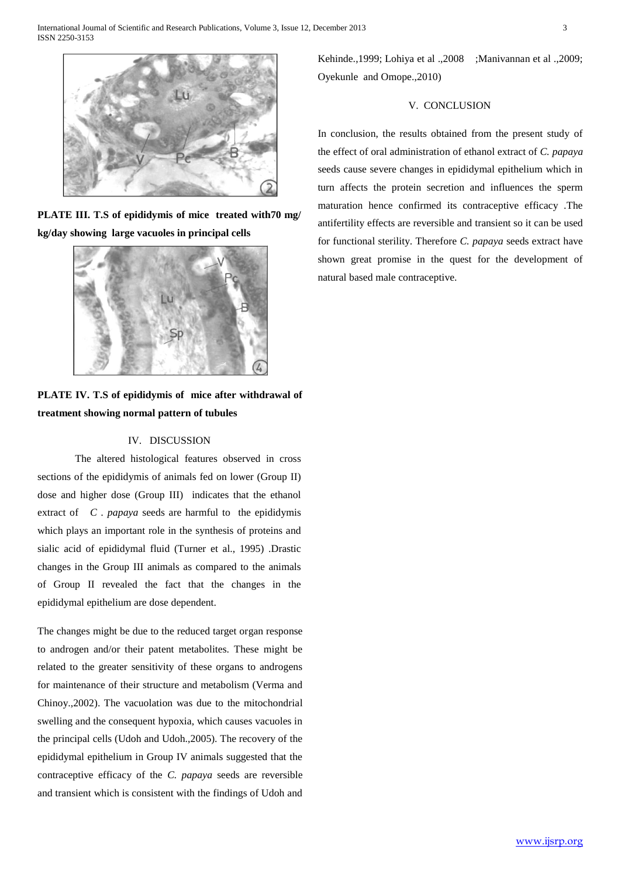**PLATE III. T.S of epididymis of mice treated with70 mg/ kg/day showing large vacuoles in principal cells**

**PLATE IV. T.S of epididymis of mice after withdrawal of treatment showing normal pattern of tubules**

## IV. DISCUSSION

The altered histological features observed in cross sections of the epididymis of animals fed on lower (Group II) dose and higher dose (Group III) indicates that the ethanol extract of *C . papaya* seeds are harmful to the epididymis which plays an important role in the synthesis of proteins and sialic acid of epididymal fluid (Turner et al., 1995) .Drastic changes in the Group III animals as compared to the animals of Group II revealed the fact that the changes in the epididymal epithelium are dose dependent.

The changes might be due to the reduced target organ response to androgen and/or their patent metabolites. These might be related to the greater sensitivity of these organs to androgens for maintenance of their structure and metabolism (Verma and Chinoy.,2002). The vacuolation was due to the mitochondrial swelling and the consequent hypoxia, which causes vacuoles in the principal cells (Udoh and Udoh.,2005). The recovery of the epididymal epithelium in Group IV animals suggested that the contraceptive efficacy of the *C. papaya* seeds are reversible and transient which is consistent with the findings of Udoh and Kehinde.,1999; Lohiya et al .,2008 ;Manivannan et al .,2009; Oyekunle and Omope.,2010)

## V. CONCLUSION

In conclusion, the results obtained from the present study of the effect of oral administration of ethanol extract of *C. papaya* seeds cause severe changes in epididymal epithelium which in turn affects the protein secretion and influences the sperm maturation hence confirmed its contraceptive efficacy .The antifertility effects are reversible and transient so it can be used for functional sterility. Therefore *C. papaya* seeds extract have shown great promise in the quest for the development of natural based male contraceptive.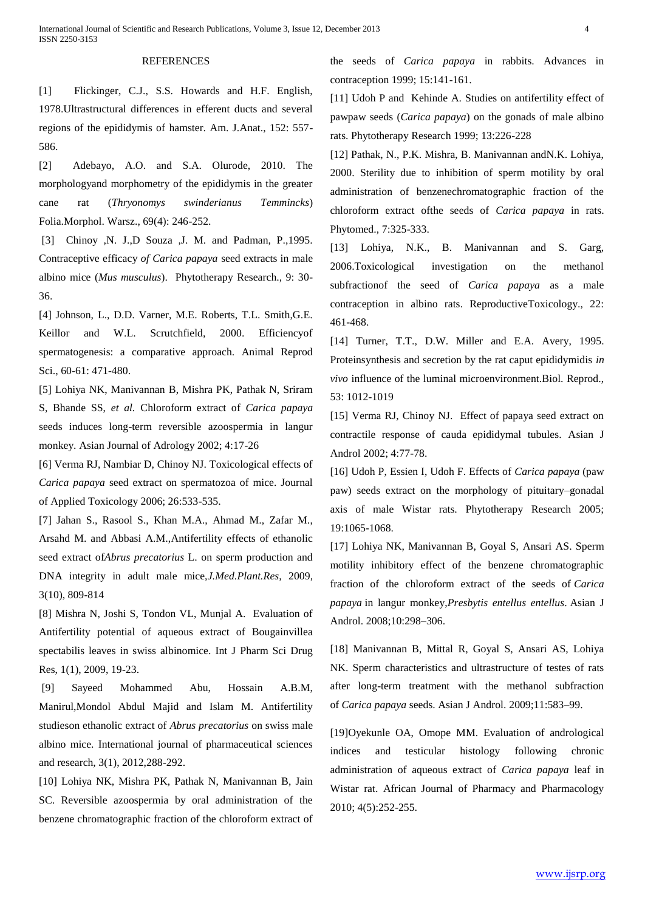## REFERENCES

[1] Flickinger, C.J., S.S. Howards and H.F. English, 1978.Ultrastructural differences in efferent ducts and several regions of the epididymis of hamster. Am. J.Anat., 152: 557-586.

[2] Adebayo, A.O. and S.A. Olurode, 2010. The morphologyand morphometry of the epididymis in the greater cane rat (*Thryonomys swinderianus Temmincks*) Folia.Morphol. Warsz., 69(4): 246-252.

[3] Chinoy ,N. J.,D Souza ,J. M. and Padman, P.,1995. Contraceptive efficacy *of Carica papaya* seed extracts in male albino mice (*Mus musculus*). Phytotherapy Research., 9: 30-36.

[4] Johnson, L., D.D. Varner, M.E. Roberts, T.L. Smith,G.E. Keillor and W.L. Scrutchfield, 2000. Efficiencyof spermatogenesis: a comparative approach. Animal Reprod Sci., 60-61: 471-480.

[5] Lohiya NK, Manivannan B, Mishra PK, Pathak N, Sriram S, Bhande SS, *et al.* Chloroform extract of *Carica papaya* seeds induces long-term reversible azoospermia in langur monkey. Asian Journal of Adrology 2002; 4:17-26

[6] Verma RJ, Nambiar D, Chinoy NJ. Toxicological effects of *Carica papaya* seed extract on spermatozoa of mice. Journal of Applied Toxicology 2006; 26:533-535.

[7] Jahan S., Rasool S., Khan M.A., Ahmad M., Zafar M., Arsahd M. and Abbasi A.M.,Antifertility effects of ethanolic seed extract of*Abrus precatorius* L. on sperm production and DNA integrity in adult male mice,*J.Med.Plant.Res,* 2009, 3(10), 809-814

[8] Mishra N, Joshi S, Tondon VL, Munjal A. Evaluation of Antifertility potential of aqueous extract of Bougainvillea spectabilis leaves in swiss albinomice. Int J Pharm Sci Drug Res, 1(1), 2009, 19-23.

[9] Sayeed Mohammed Abu, Hossain A.B.M, Manirul,Mondol Abdul Majid and Islam M. Antifertility studieson ethanolic extract of *Abrus precatorius* on swiss male albino mice. International journal of pharmaceutical sciences and research, 3(1), 2012,288-292.

[10] Lohiya NK, Mishra PK, Pathak N, Manivannan B, Jain SC. Reversible azoospermia by oral administration of the benzene chromatographic fraction of the chloroform extract of the seeds of *Carica papaya* in rabbits. Advances in contraception 1999; 15:141-161.

[11] Udoh P and Kehinde A. Studies on antifertility effect of pawpaw seeds (*Carica papaya*) on the gonads of male albino rats. Phytotherapy Research 1999; 13:226-228

[12] Pathak, N., P.K. Mishra, B. Manivannan andN.K. Lohiya, 2000. Sterility due to inhibition of sperm motility by oral administration of benzenechromatographic fraction of the chloroform extract ofthe seeds of *Carica papaya* in rats. Phytomed., 7:325-333.

[13] Lohiya, N.K., B. Manivannan and S. Garg, 2006.Toxicological investigation on the methanol subfractionof the seed of *Carica papaya* as a male contraception in albino rats. ReproductiveToxicology., 22: 461-468.

[14] Turner, T.T., D.W. Miller and E.A. Avery, 1995. Proteinsynthesis and secretion by the rat caput epididymidis *in vivo* influence of the luminal microenvironment.Biol. Reprod., 53: 1012-1019

[15] Verma RJ, Chinoy NJ. Effect of papaya seed extract on contractile response of cauda epididymal tubules. Asian J Androl 2002; 4:77-78.

[16] Udoh P, Essien I, Udoh F. Effects of *Carica papaya* (paw paw) seeds extract on the morphology of pituitary–gonadal axis of male Wistar rats. Phytotherapy Research 2005; 19:1065-1068.

[17] Lohiya NK, Manivannan B, Goyal S, Ansari AS. Sperm motility inhibitory effect of the benzene chromatographic fraction of the chloroform extract of the seeds of *Carica papaya* in langur monkey,*Presbytis entellus entellus*. Asian J Androl. 2008;10:298–306.

[18] Manivannan B, Mittal R, Goyal S, Ansari AS, Lohiya NK. Sperm characteristics and ultrastructure of testes of rats after long-term treatment with the methanol subfraction of *Carica papaya* seeds. Asian J Androl. 2009;11:583–99.

[19]Oyekunle OA, Omope MM. Evaluation of andrological indices and testicular histology following chronic administration of aqueous extract of *Carica papaya* leaf in Wistar rat. African Journal of Pharmacy and Pharmacology 2010; 4(5):252-255.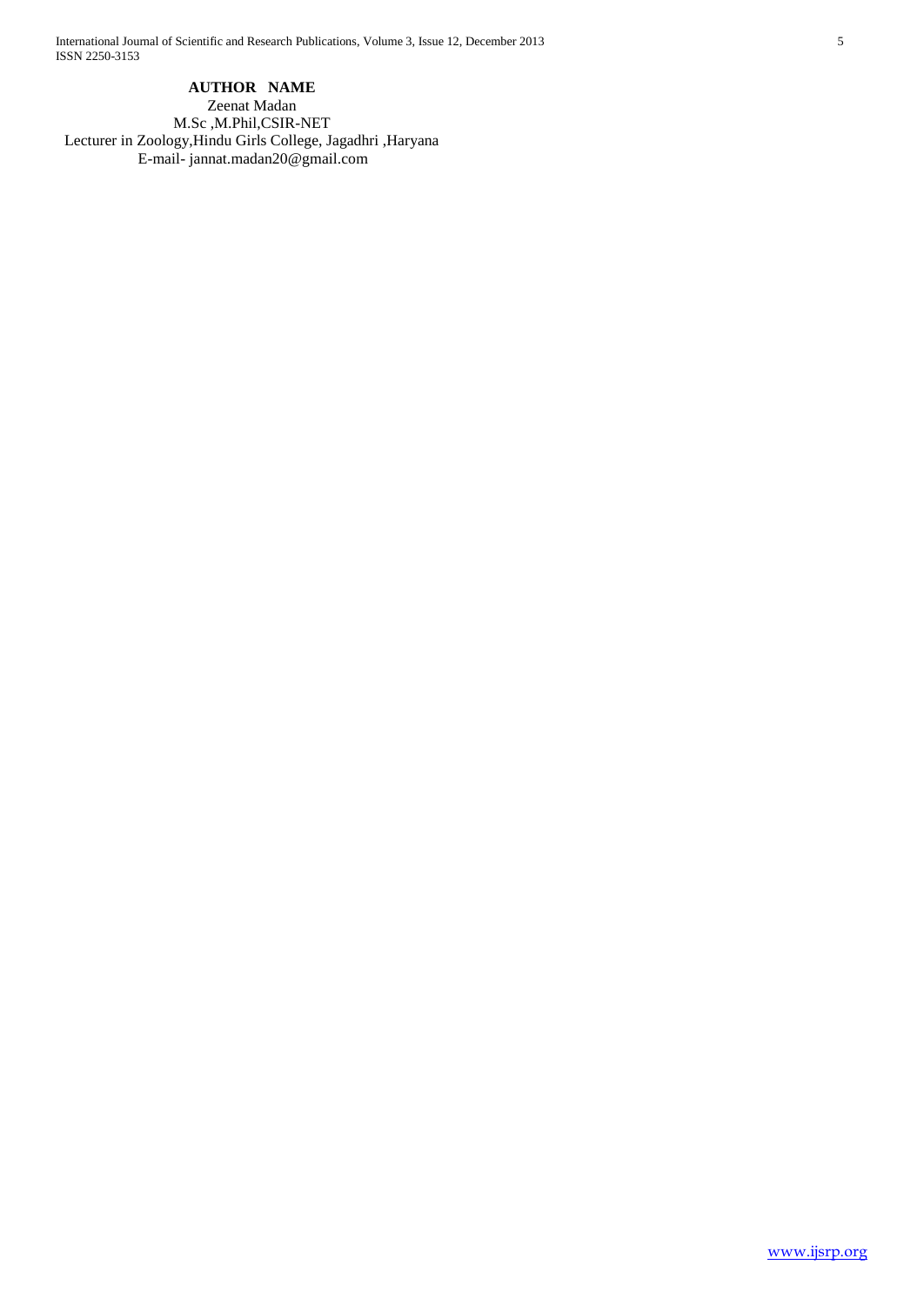**AUTHOR NAME**

Zeenat Madan
M.Sc ,M.Phil,CSIR-NET
Lecturer in Zoology,Hindu Girls College, Jagadhri ,Haryana
E-mail- jannat.madan20@gmail.com